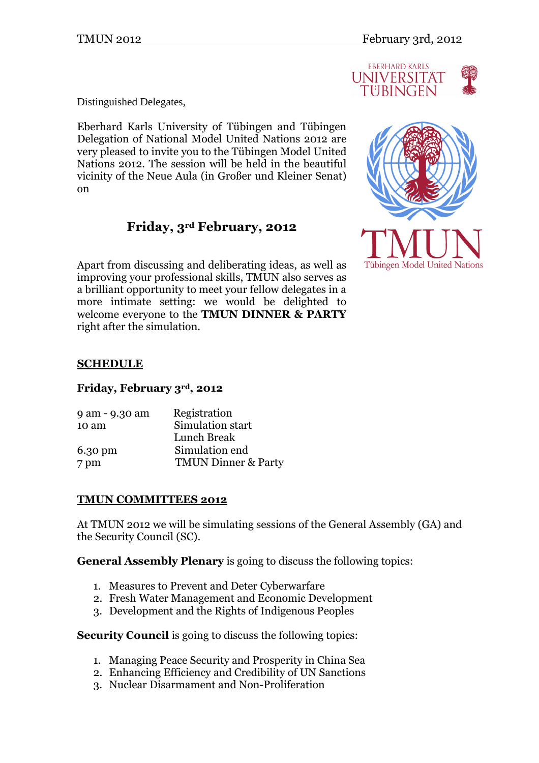TMUN 2012 February 3rd, 2012

Distinguished Delegates,

Eberhard Karls University of Tübingen and Tübingen Delegation of National Model United Nations 2012 are very pleased to invite you to the Tübingen Model United Nations 2012. The session will be held in the beautiful vicinity of the Neue Aula (in Großer und Kleiner Senat) on

**Friday, 3rd February, 2012**

Apart from discussing and deliberating ideas, as well as improving your professional skills, TMUN also serves as a brilliant opportunity to meet your fellow delegates in a more intimate setting: we would be delighted to welcome everyone to the **TMUN DINNER & PARTY** right after the simulation.

**SCHEDULE**

**Friday, February 3rd, 2012**

| | |
|---|---|
| 9 am - 9.30 am | Registration |
| 10 am | Simulation start |
| | Lunch Break |
| 6.30 pm | Simulation end |
| 7 pm | TMUN Dinner & Party |

**TMUN COMMITTEES 2012**

At TMUN 2012 we will be simulating sessions of the General Assembly (GA) and the Security Council (SC).

**General Assembly Plenary** is going to discuss the following topics:

1. Measures to Prevent and Deter Cyberwarfare
2. Fresh Water Management and Economic Development
3. Development and the Rights of Indigenous Peoples

**Security Council** is going to discuss the following topics:

1. Managing Peace Security and Prosperity in China Sea
2. Enhancing Efficiency and Credibility of UN Sanctions
3. Nuclear Disarmament and Non-Proliferation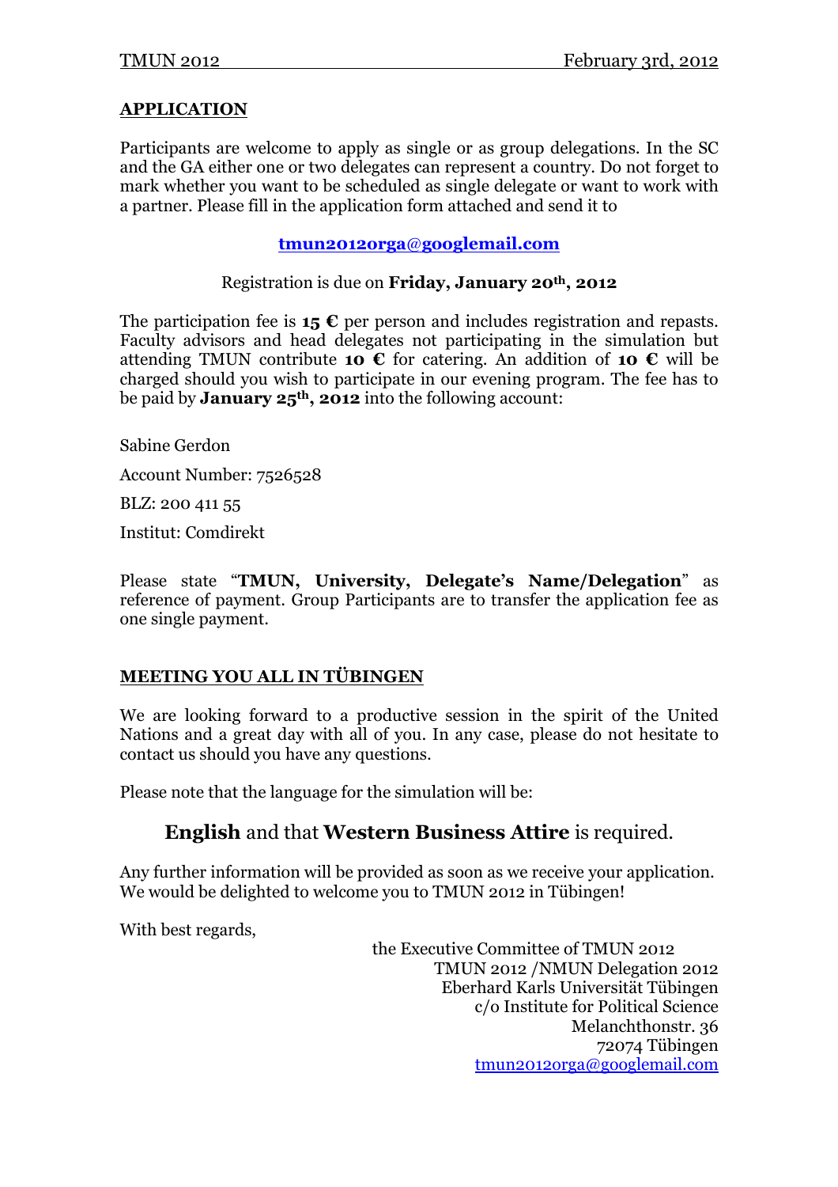## APPLICATION

Participants are welcome to apply as single or as group delegations. In the SC and the GA either one or two delegates can represent a country. Do not forget to mark whether you want to be scheduled as single delegate or want to work with a partner. Please fill in the application form attached and send it to

**tmun2012orga@googlemail.com**

Registration is due on **Friday, January 20th, 2012**

The participation fee is **15 €** per person and includes registration and repasts. Faculty advisors and head delegates not participating in the simulation but attending TMUN contribute **10 €** for catering. An addition of **10 €** will be charged should you wish to participate in our evening program. The fee has to be paid by **January 25th, 2012** into the following account:

Sabine Gerdon

Account Number: 7526528

BLZ: 200 411 55

Institut: Comdirekt

Please state "**TMUN, University, Delegate's Name/Delegation**" as reference of payment. Group Participants are to transfer the application fee as one single payment.

## MEETING YOU ALL IN TÜBINGEN

We are looking forward to a productive session in the spirit of the United Nations and a great day with all of you. In any case, please do not hesitate to contact us should you have any questions.

Please note that the language for the simulation will be:

**English** and that **Western Business Attire** is required.

Any further information will be provided as soon as we receive your application. We would be delighted to welcome you to TMUN 2012 in Tübingen!

With best regards,

the Executive Committee of TMUN 2012
TMUN 2012 /NMUN Delegation 2012
Eberhard Karls Universität Tübingen
c/o Institute for Political Science
Melanchthonstr. 36
72074 Tübingen
tmun2012orga@googlemail.com